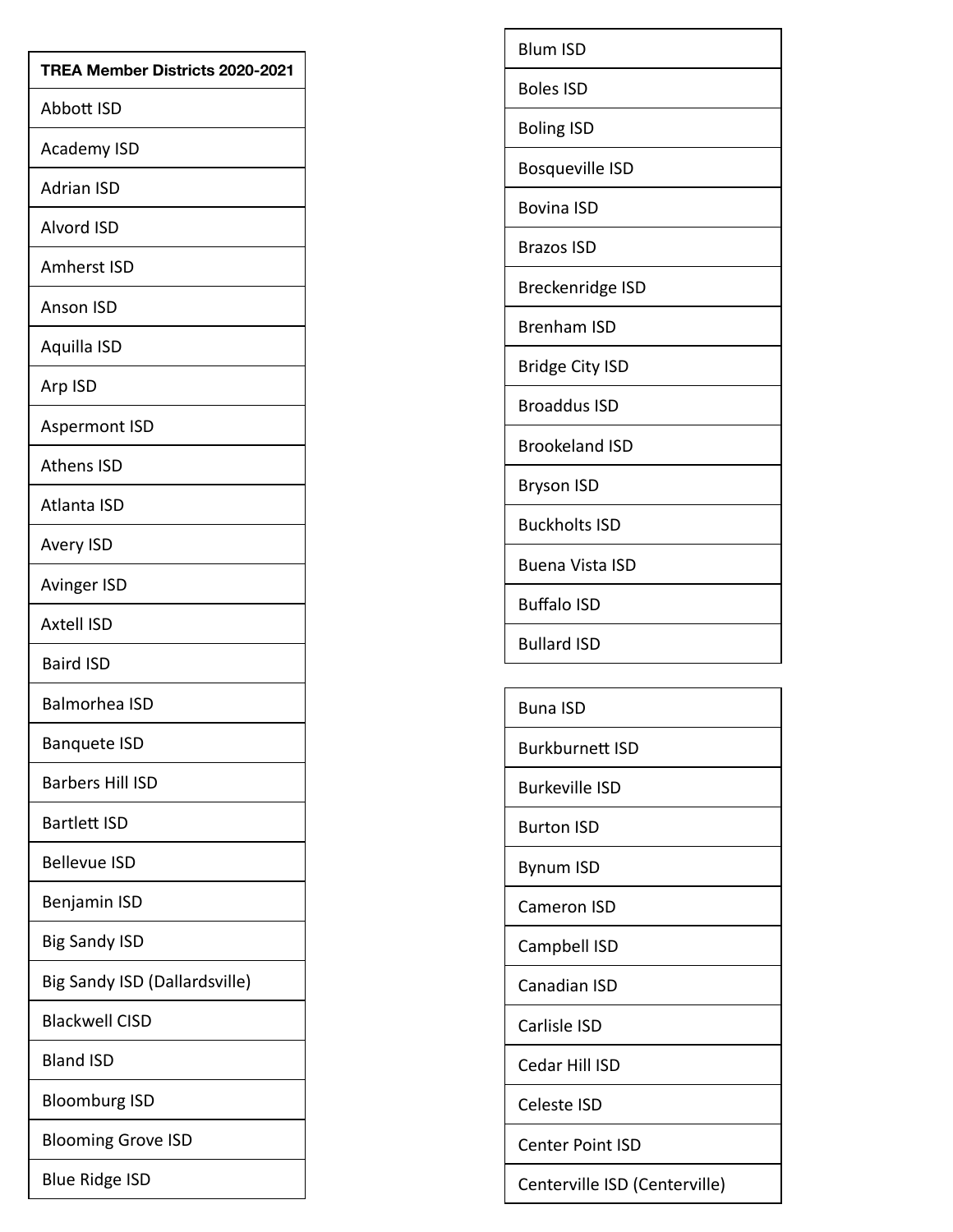| TREA Member Districts 2020-2021 |
|---|
| Abbott ISD |
| Academy ISD |
| Adrian ISD |
| Alvord ISD |
| Amherst ISD |
| Anson ISD |
| Aquilla ISD |
| Arp ISD |
| Aspermont ISD |
| Athens ISD |
| Atlanta ISD |
| Avery ISD |
| Avinger ISD |
| Axtell ISD |
| Baird ISD |
| Balmorhea ISD |
| Banquete ISD |
| Barbers Hill ISD |
| Bartlett ISD |
| Bellevue ISD |
| Benjamin ISD |
| Big Sandy ISD |
| Big Sandy ISD (Dallardsville) |
| Blackwell CISD |
| Bland ISD |
| Bloomburg ISD |
| Blooming Grove ISD |
| Blue Ridge ISD |
| Blum ISD |
| Boles ISD |
| Boling ISD |
| Bosqueville ISD |
| Bovina ISD |
| Brazos ISD |
| Breckenridge ISD |
| Brenham ISD |
| Bridge City ISD |
| Broaddus ISD |
| Brookeland ISD |
| Bryson ISD |
| Buckholts ISD |
| Buena Vista ISD |
| Buffalo ISD |
| Bullard ISD |
| Buna ISD |
| Burkburnett ISD |
| Burkeville ISD |
| Burton ISD |
| Bynum ISD |
| Cameron ISD |
| Campbell ISD |
| Canadian ISD |
| Carlisle ISD |
| Cedar Hill ISD |
| Celeste ISD |
| Center Point ISD |
| Centerville ISD (Centerville) |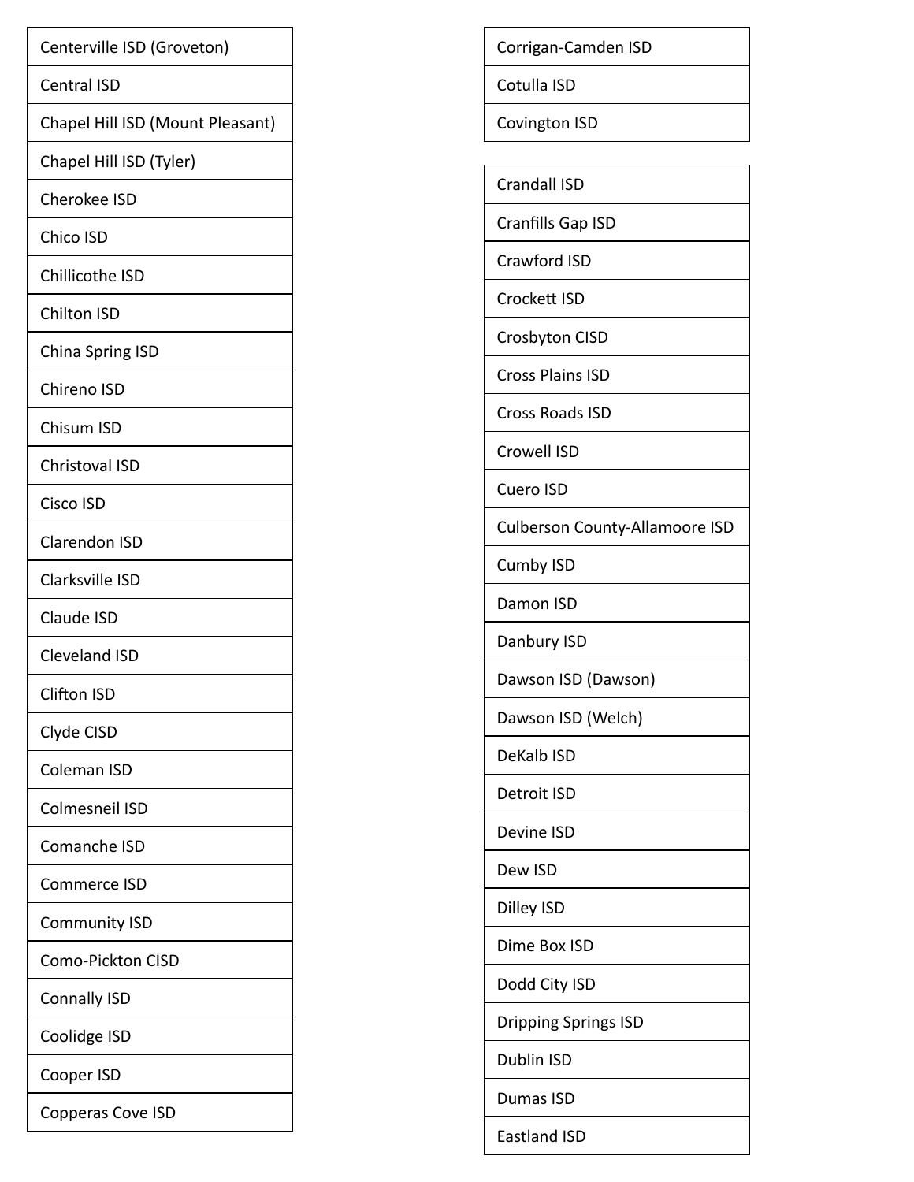| |
|---|
| Centerville ISD (Groveton) |
| Central ISD |
| Chapel Hill ISD (Mount Pleasant) |
| Chapel Hill ISD (Tyler) |
| Cherokee ISD |
| Chico ISD |
| Chillicothe ISD |
| Chilton ISD |
| China Spring ISD |
| Chireno ISD |
| Chisum ISD |
| Christoval ISD |
| Cisco ISD |
| Clarendon ISD |
| Clarksville ISD |
| Claude ISD |
| Cleveland ISD |
| Clifton ISD |
| Clyde CISD |
| Coleman ISD |
| Colmesneil ISD |
| Comanche ISD |
| Commerce ISD |
| Community ISD |
| Como-Pickton CISD |
| Connally ISD |
| Coolidge ISD |
| Cooper ISD |
| Copperas Cove ISD |

| |
|---|
| Corrigan-Camden ISD |
| Cotulla ISD |
| Covington ISD |

| |
|---|
| Crandall ISD |
| Cranfills Gap ISD |
| Crawford ISD |
| Crockett ISD |
| Crosbyton CISD |
| Cross Plains ISD |
| Cross Roads ISD |
| Crowell ISD |
| Cuero ISD |
| Culberson County-Allamoore ISD |
| Cumby ISD |
| Damon ISD |
| Danbury ISD |
| Dawson ISD (Dawson) |
| Dawson ISD (Welch) |
| DeKalb ISD |
| Detroit ISD |
| Devine ISD |
| Dew ISD |
| Dilley ISD |
| Dime Box ISD |
| Dodd City ISD |
| Dripping Springs ISD |
| Dublin ISD |
| Dumas ISD |
| Eastland ISD |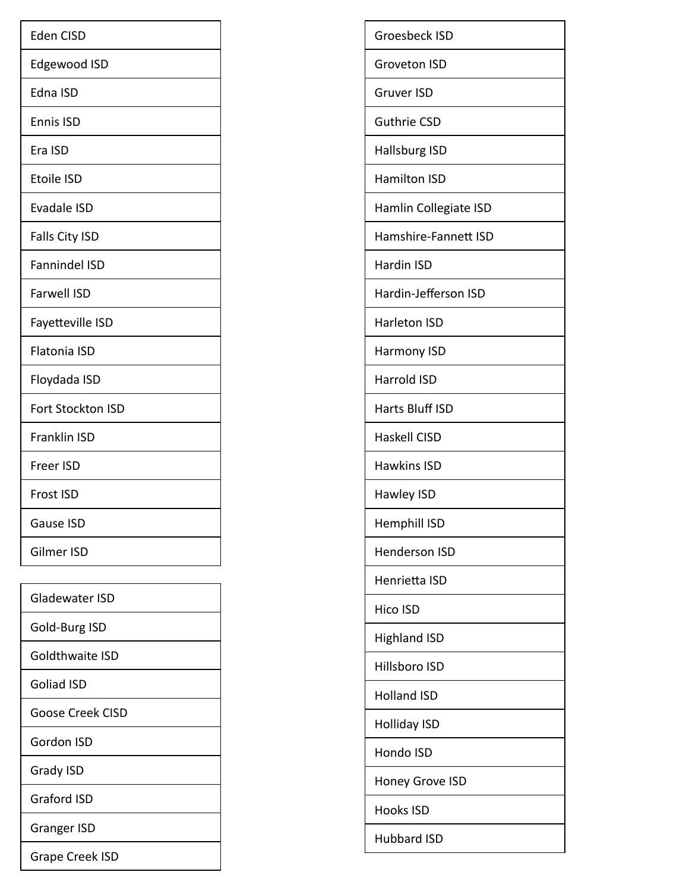| Eden CISD |
|---|
| Edgewood ISD |
| Edna ISD |
| Ennis ISD |
| Era ISD |
| Etoile ISD |
| Evadale ISD |
| Falls City ISD |
| Fannindel ISD |
| Farwell ISD |
| Fayetteville ISD |
| Flatonia ISD |
| Floydada ISD |
| Fort Stockton ISD |
| Franklin ISD |
| Freer ISD |
| Frost ISD |
| Gause ISD |
| Gilmer ISD |

| Gladewater ISD |
|---|
| Gold-Burg ISD |
| Goldthwaite ISD |
| Goliad ISD |
| Goose Creek CISD |
| Gordon ISD |
| Grady ISD |
| Graford ISD |
| Granger ISD |
| Grape Creek ISD |

| Groesbeck ISD |
|---|
| Groveton ISD |
| Gruver ISD |
| Guthrie CSD |
| Hallsburg ISD |
| Hamilton ISD |
| Hamlin Collegiate ISD |
| Hamshire-Fannett ISD |
| Hardin ISD |
| Hardin-Jefferson ISD |
| Harleton ISD |
| Harmony ISD |
| Harrold ISD |
| Harts Bluff ISD |
| Haskell CISD |
| Hawkins ISD |
| Hawley ISD |
| Hemphill ISD |
| Henderson ISD |
| Henrietta ISD |
| Hico ISD |
| Highland ISD |
| Hillsboro ISD |
| Holland ISD |
| Holliday ISD |
| Hondo ISD |
| Honey Grove ISD |
| Hooks ISD |
| Hubbard ISD |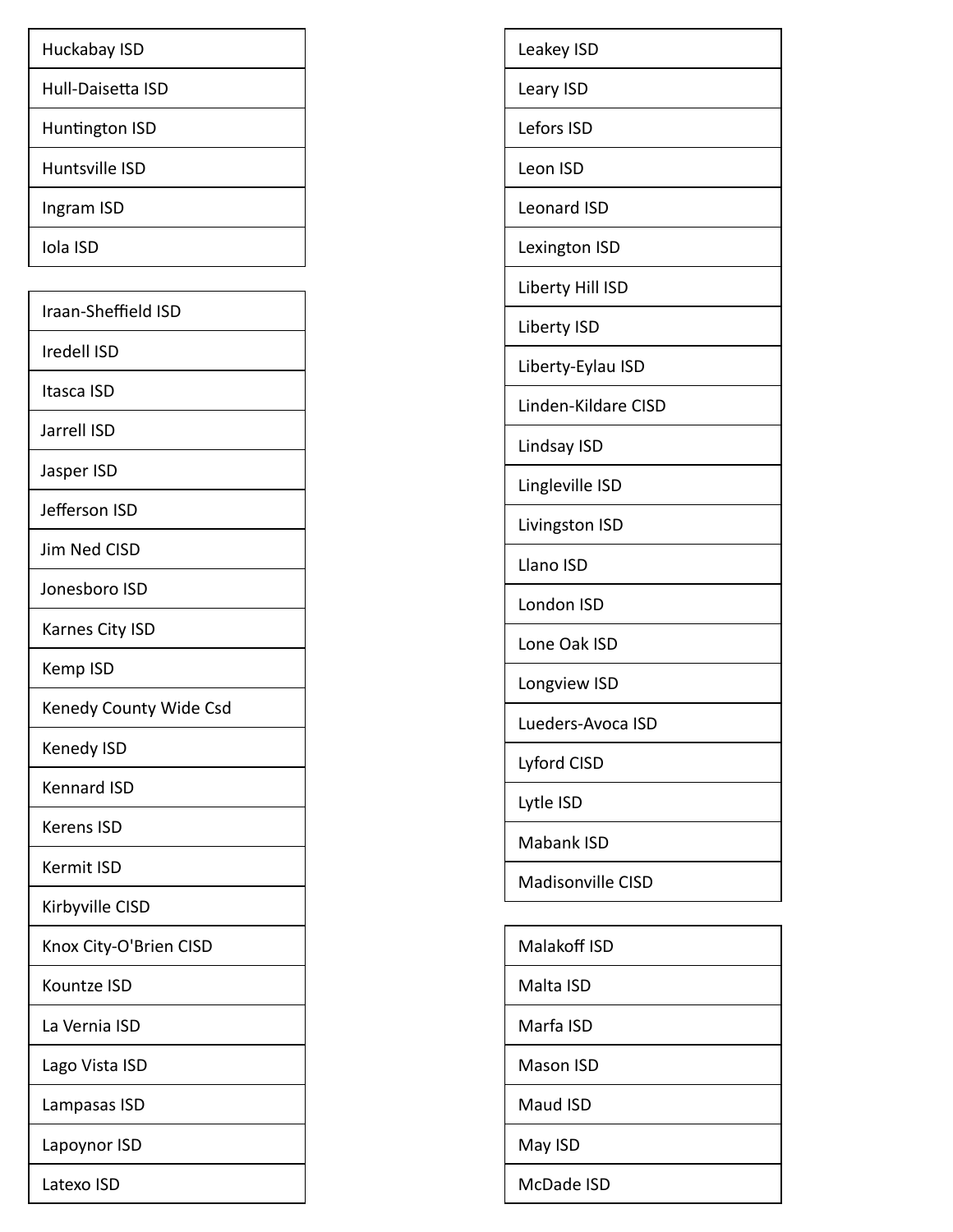| Huckabay ISD |
| --- |
| Hull-Daisetta ISD |
| Huntington ISD |
| Huntsville ISD |
| Ingram ISD |
| Iola ISD |

| Iraan-Sheffield ISD |
| --- |
| Iredell ISD |
| Itasca ISD |
| Jarrell ISD |
| Jasper ISD |
| Jefferson ISD |
| Jim Ned CISD |
| Jonesboro ISD |
| Karnes City ISD |
| Kemp ISD |
| Kenedy County Wide Csd |
| Kenedy ISD |
| Kennard ISD |
| Kerens ISD |
| Kermit ISD |
| Kirbyville CISD |
| Knox City-O'Brien CISD |
| Kountze ISD |
| La Vernia ISD |
| Lago Vista ISD |
| Lampasas ISD |
| Lapoynor ISD |
| Latexo ISD |

| Leakey ISD |
| --- |
| Leary ISD |
| Lefors ISD |
| Leon ISD |
| Leonard ISD |
| Lexington ISD |
| Liberty Hill ISD |
| Liberty ISD |
| Liberty-Eylau ISD |
| Linden-Kildare CISD |
| Lindsay ISD |
| Lingleville ISD |
| Livingston ISD |
| Llano ISD |
| London ISD |
| Lone Oak ISD |
| Longview ISD |
| Lueders-Avoca ISD |
| Lyford CISD |
| Lytle ISD |
| Mabank ISD |
| Madisonville CISD |

| Malakoff ISD |
| --- |
| Malta ISD |
| Marfa ISD |
| Mason ISD |
| Maud ISD |
| May ISD |
| McDade ISD |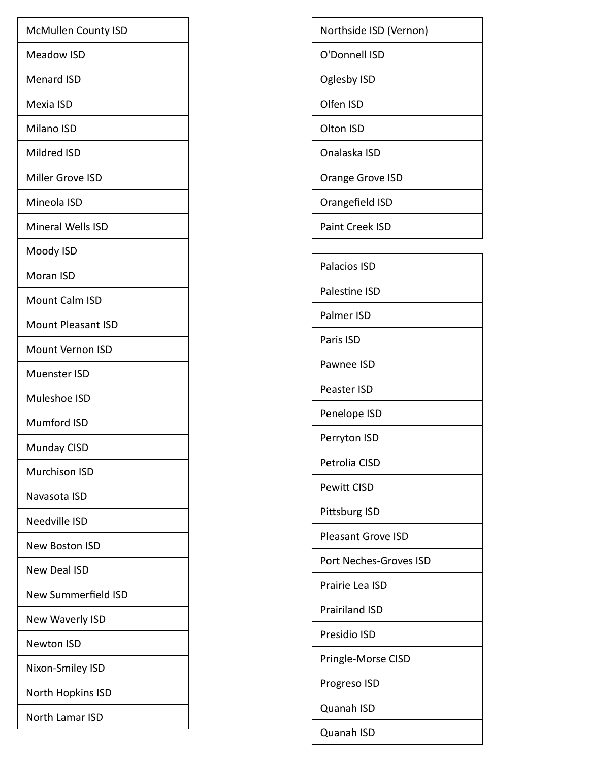| McMullen County ISD |
| --- |
| Meadow ISD |
| Menard ISD |
| Mexia ISD |
| Milano ISD |
| Mildred ISD |
| Miller Grove ISD |
| Mineola ISD |
| Mineral Wells ISD |
| Moody ISD |
| Moran ISD |
| Mount Calm ISD |
| Mount Pleasant ISD |
| Mount Vernon ISD |
| Muenster ISD |
| Muleshoe ISD |
| Mumford ISD |
| Munday CISD |
| Murchison ISD |
| Navasota ISD |
| Needville ISD |
| New Boston ISD |
| New Deal ISD |
| New Summerfield ISD |
| New Waverly ISD |
| Newton ISD |
| Nixon-Smiley ISD |
| North Hopkins ISD |
| North Lamar ISD |

| Northside ISD (Vernon) |
| --- |
| O'Donnell ISD |
| Oglesby ISD |
| Olfen ISD |
| Olton ISD |
| Onalaska ISD |
| Orange Grove ISD |
| Orangefield ISD |
| Paint Creek ISD |

| Palacios ISD |
| --- |
| Palestine ISD |
| Palmer ISD |
| Paris ISD |
| Pawnee ISD |
| Peaster ISD |
| Penelope ISD |
| Perryton ISD |
| Petrolia CISD |
| Pewitt CISD |
| Pittsburg ISD |
| Pleasant Grove ISD |
| Port Neches-Groves ISD |
| Prairie Lea ISD |
| Prairiland ISD |
| Presidio ISD |
| Pringle-Morse CISD |
| Progreso ISD |
| Quanah ISD |
| Quanah ISD |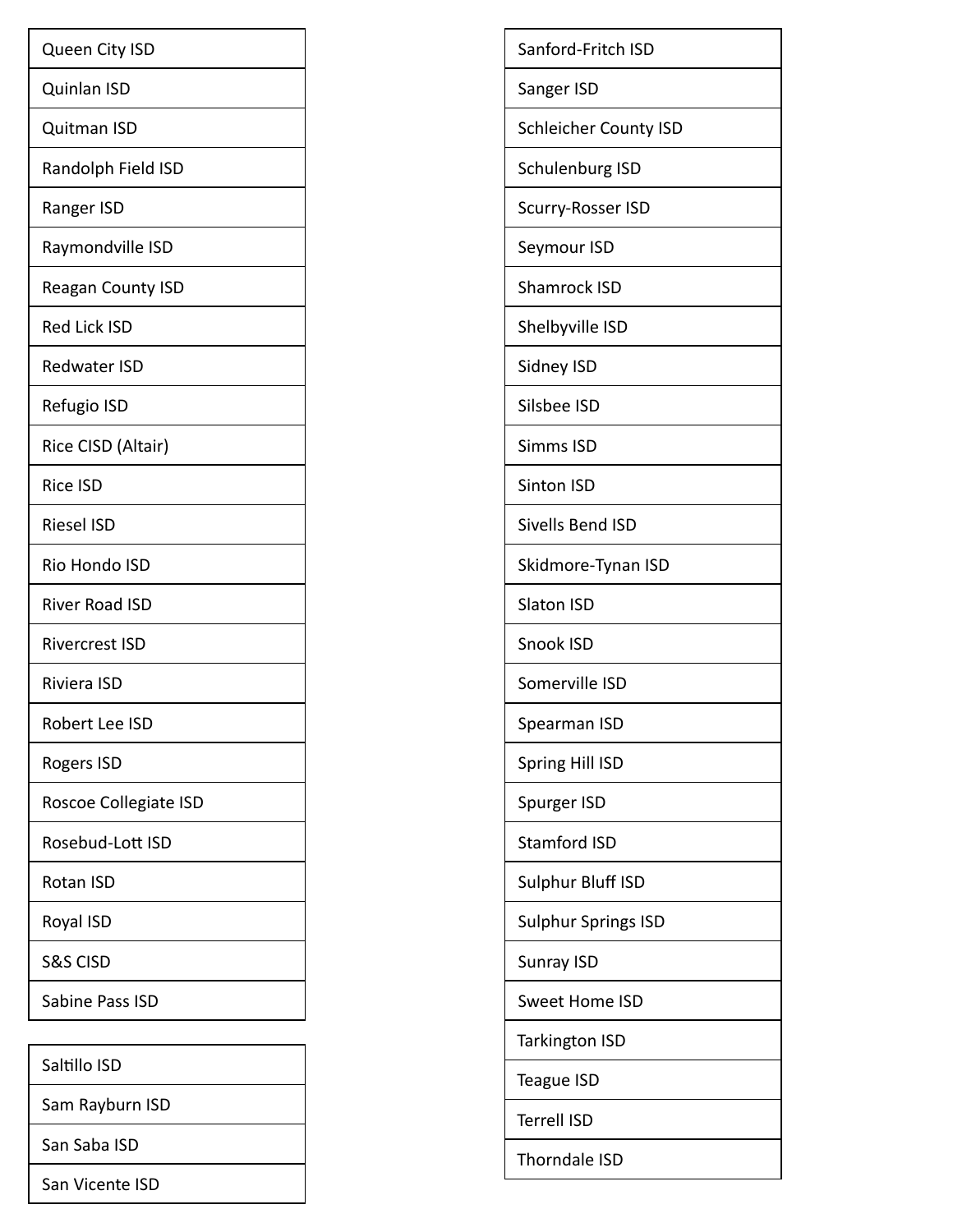| Queen City ISD |
|---|
| Quinlan ISD |
| Quitman ISD |
| Randolph Field ISD |
| Ranger ISD |
| Raymondville ISD |
| Reagan County ISD |
| Red Lick ISD |
| Redwater ISD |
| Refugio ISD |
| Rice CISD (Altair) |
| Rice ISD |
| Riesel ISD |
| Rio Hondo ISD |
| River Road ISD |
| Rivercrest ISD |
| Riviera ISD |
| Robert Lee ISD |
| Rogers ISD |
| Roscoe Collegiate ISD |
| Rosebud-Lott ISD |
| Rotan ISD |
| Royal ISD |
| S&S CISD |
| Sabine Pass ISD |

| Saltillo ISD |
|---|
| Sam Rayburn ISD |
| San Saba ISD |
| San Vicente ISD |

| Sanford-Fritch ISD |
|---|
| Sanger ISD |
| Schleicher County ISD |
| Schulenburg ISD |
| Scurry-Rosser ISD |
| Seymour ISD |
| Shamrock ISD |
| Shelbyville ISD |
| Sidney ISD |
| Silsbee ISD |
| Simms ISD |
| Sinton ISD |
| Sivells Bend ISD |
| Skidmore-Tynan ISD |
| Slaton ISD |
| Snook ISD |
| Somerville ISD |
| Spearman ISD |
| Spring Hill ISD |
| Spurger ISD |
| Stamford ISD |
| Sulphur Bluff ISD |
| Sulphur Springs ISD |
| Sunray ISD |
| Sweet Home ISD |
| Tarkington ISD |
| Teague ISD |
| Terrell ISD |
| Thorndale ISD |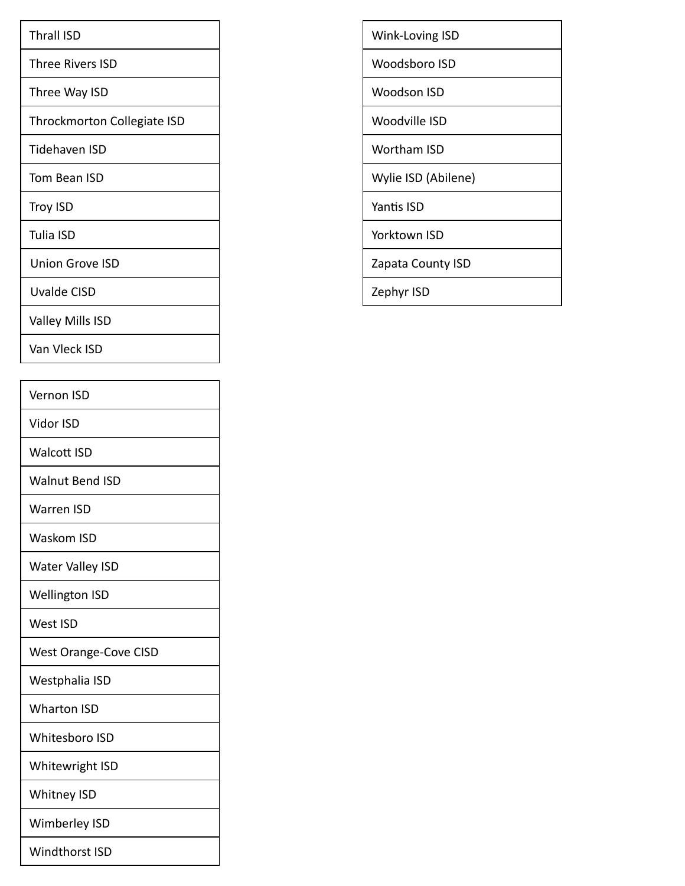| |
|---|
| Thrall ISD |
| Three Rivers ISD |
| Three Way ISD |
| Throckmorton Collegiate ISD |
| Tidehaven ISD |
| Tom Bean ISD |
| Troy ISD |
| Tulia ISD |
| Union Grove ISD |
| Uvalde CISD |
| Valley Mills ISD |
| Van Vleck ISD |

| |
|---|
| Vernon ISD |
| Vidor ISD |
| Walcott ISD |
| Walnut Bend ISD |
| Warren ISD |
| Waskom ISD |
| Water Valley ISD |
| Wellington ISD |
| West ISD |
| West Orange-Cove CISD |
| Westphalia ISD |
| Wharton ISD |
| Whitesboro ISD |
| Whitewright ISD |
| Whitney ISD |
| Wimberley ISD |
| Windthorst ISD |

| |
|---|
| Wink-Loving ISD |
| Woodsboro ISD |
| Woodson ISD |
| Woodville ISD |
| Wortham ISD |
| Wylie ISD (Abilene) |
| Yantis ISD |
| Yorktown ISD |
| Zapata County ISD |
| Zephyr ISD |